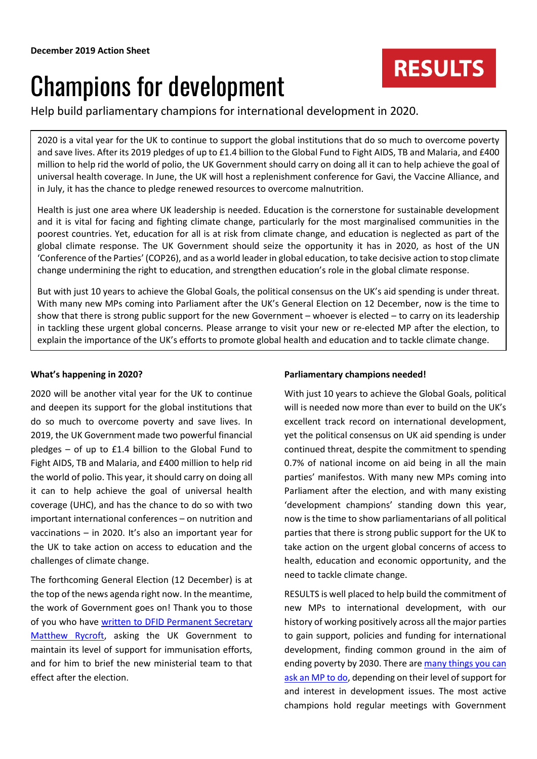**December 2019 Action Sheet**

RESULTS

# Champions for development

Help build parliamentary champions for international development in 2020.

2020 is a vital year for the UK to continue to support the global institutions that do so much to overcome poverty and save lives. After its 2019 pledges of up to £1.4 billion to the Global Fund to Fight AIDS, TB and Malaria, and £400 million to help rid the world of polio, the UK Government should carry on doing all it can to help achieve the goal of universal health coverage. In June, the UK will host a replenishment conference for Gavi, the Vaccine Alliance, and in July, it has the chance to pledge renewed resources to overcome malnutrition.

Health is just one area where UK leadership is needed. Education is the cornerstone for sustainable development and it is vital for facing and fighting climate change, particularly for the most marginalised communities in the poorest countries. Yet, education for all is at risk from climate change, and education is neglected as part of the global climate response. The UK Government should seize the opportunity it has in 2020, as host of the UN 'Conference of the Parties' (COP26), and as a world leader in global education, to take decisive action to stop climate change undermining the right to education, and strengthen education's role in the global climate response.

But with just 10 years to achieve the Global Goals, the political consensus on the UK's aid spending is under threat. With many new MPs coming into Parliament after the UK's General Election on 12 December, now is the time to show that there is strong public support for the new Government – whoever is elected – to carry on its leadership in tackling these urgent global concerns. Please arrange to visit your new or re-elected MP after the election, to explain the importance of the UK's efforts to promote global health and education and to tackle climate change.

**What's happening in 2020?**

2020 will be another vital year for the UK to continue and deepen its support for the global institutions that do so much to overcome poverty and save lives. In 2019, the UK Government made two powerful financial pledges – of up to £1.4 billion to the Global Fund to Fight AIDS, TB and Malaria, and £400 million to help rid the world of polio. This year, it should carry on doing all it can to help achieve the goal of universal health coverage (UHC), and has the chance to do so with two important international conferences – on nutrition and vaccinations – in 2020. It's also an important year for the UK to take action on access to education and the challenges of climate change.

The forthcoming General Election (12 December) is at the top of the news agenda right now. In the meantime, the work of Government goes on! Thank you to those of you who have written to DFID Permanent Secretary Matthew Rycroft, asking the UK Government to maintain its level of support for immunisation efforts, and for him to brief the new ministerial team to that effect after the election.

**Parliamentary champions needed!**

With just 10 years to achieve the Global Goals, political will is needed now more than ever to build on the UK's excellent track record on international development, yet the political consensus on UK aid spending is under continued threat, despite the commitment to spending 0.7% of national income on aid being in all the main parties' manifestos. With many new MPs coming into Parliament after the election, and with many existing 'development champions' standing down this year, now is the time to show parliamentarians of all political parties that there is strong public support for the UK to take action on the urgent global concerns of access to health, education and economic opportunity, and the need to tackle climate change.

RESULTS is well placed to help build the commitment of new MPs to international development, with our history of working positively across all the major parties to gain support, policies and funding for international development, finding common ground in the aim of ending poverty by 2030. There are many things you can ask an MP to do, depending on their level of support for and interest in development issues. The most active champions hold regular meetings with Government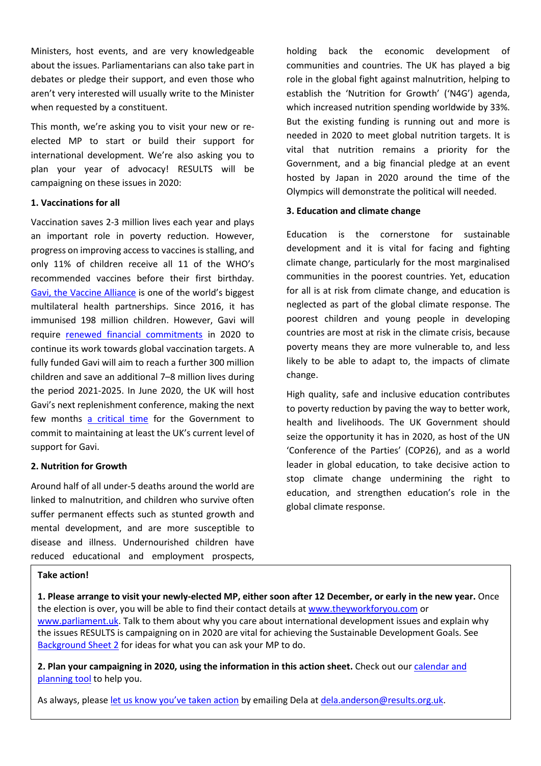Ministers, host events, and are very knowledgeable about the issues. Parliamentarians can also take part in debates or pledge their support, and even those who aren't very interested will usually write to the Minister when requested by a constituent.

This month, we're asking you to visit your new or re-elected MP to start or build their support for international development. We're also asking you to plan your year of advocacy! RESULTS will be campaigning on these issues in 2020:

**1. Vaccinations for all**

Vaccination saves 2-3 million lives each year and plays an important role in poverty reduction. However, progress on improving access to vaccines is stalling, and only 11% of children receive all 11 of the WHO's recommended vaccines before their first birthday. Gavi, the Vaccine Alliance is one of the world's biggest multilateral health partnerships. Since 2016, it has immunised 198 million children. However, Gavi will require renewed financial commitments in 2020 to continue its work towards global vaccination targets. A fully funded Gavi will aim to reach a further 300 million children and save an additional 7–8 million lives during the period 2021-2025. In June 2020, the UK will host Gavi's next replenishment conference, making the next few months a critical time for the Government to commit to maintaining at least the UK's current level of support for Gavi.

**2. Nutrition for Growth**

Around half of all under-5 deaths around the world are linked to malnutrition, and children who survive often suffer permanent effects such as stunted growth and mental development, and are more susceptible to disease and illness. Undernourished children have reduced educational and employment prospects, holding back the economic development of communities and countries. The UK has played a big role in the global fight against malnutrition, helping to establish the 'Nutrition for Growth' ('N4G') agenda, which increased nutrition spending worldwide by 33%. But the existing funding is running out and more is needed in 2020 to meet global nutrition targets. It is vital that nutrition remains a priority for the Government, and a big financial pledge at an event hosted by Japan in 2020 around the time of the Olympics will demonstrate the political will needed.

**3. Education and climate change**

Education is the cornerstone for sustainable development and it is vital for facing and fighting climate change, particularly for the most marginalised communities in the poorest countries. Yet, education for all is at risk from climate change, and education is neglected as part of the global climate response. The poorest children and young people in developing countries are most at risk in the climate crisis, because poverty means they are more vulnerable to, and less likely to be able to adapt to, the impacts of climate change.

High quality, safe and inclusive education contributes to poverty reduction by paving the way to better work, health and livelihoods. The UK Government should seize the opportunity it has in 2020, as host of the UN 'Conference of the Parties' (COP26), and as a world leader in global education, to take decisive action to stop climate change undermining the right to education, and strengthen education's role in the global climate response.

**Take action!**

**1. Please arrange to visit your newly-elected MP, either soon after 12 December, or early in the new year.** Once the election is over, you will be able to find their contact details at www.theyworkforyou.com or www.parliament.uk. Talk to them about why you care about international development issues and explain why the issues RESULTS is campaigning on in 2020 are vital for achieving the Sustainable Development Goals. See Background Sheet 2 for ideas for what you can ask your MP to do.

**2. Plan your campaigning in 2020, using the information in this action sheet.** Check out our calendar and planning tool to help you.

As always, please let us know you've taken action by emailing Dela at dela.anderson@results.org.uk.